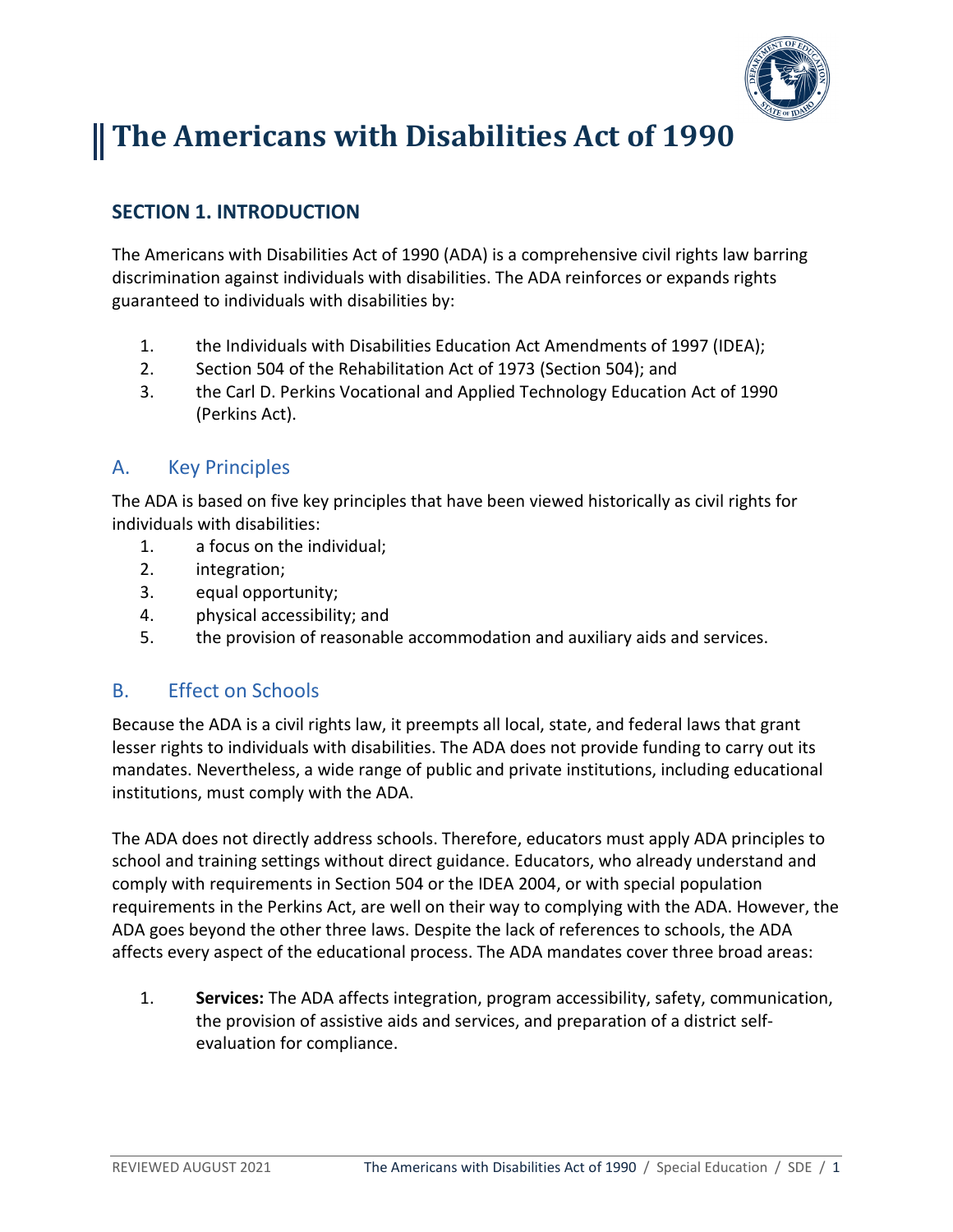# The Americans with Disabilities Act of 1990

## SECTION 1. INTRODUCTION

The Americans with Disabilities Act of 1990 (ADA) is a comprehensive civil rights law barring discrimination against individuals with disabilities. The ADA reinforces or expands rights guaranteed to individuals with disabilities by:

1. the Individuals with Disabilities Education Act Amendments of 1997 (IDEA);
2. Section 504 of the Rehabilitation Act of 1973 (Section 504); and
3. the Carl D. Perkins Vocational and Applied Technology Education Act of 1990 (Perkins Act).

### A. Key Principles

The ADA is based on five key principles that have been viewed historically as civil rights for individuals with disabilities:

1. a focus on the individual;
2. integration;
3. equal opportunity;
4. physical accessibility; and
5. the provision of reasonable accommodation and auxiliary aids and services.

### B. Effect on Schools

Because the ADA is a civil rights law, it preempts all local, state, and federal laws that grant lesser rights to individuals with disabilities. The ADA does not provide funding to carry out its mandates. Nevertheless, a wide range of public and private institutions, including educational institutions, must comply with the ADA.

The ADA does not directly address schools. Therefore, educators must apply ADA principles to school and training settings without direct guidance. Educators, who already understand and comply with requirements in Section 504 or the IDEA 2004, or with special population requirements in the Perkins Act, are well on their way to complying with the ADA. However, the ADA goes beyond the other three laws. Despite the lack of references to schools, the ADA affects every aspect of the educational process. The ADA mandates cover three broad areas:

1. **Services:** The ADA affects integration, program accessibility, safety, communication, the provision of assistive aids and services, and preparation of a district self-evaluation for compliance.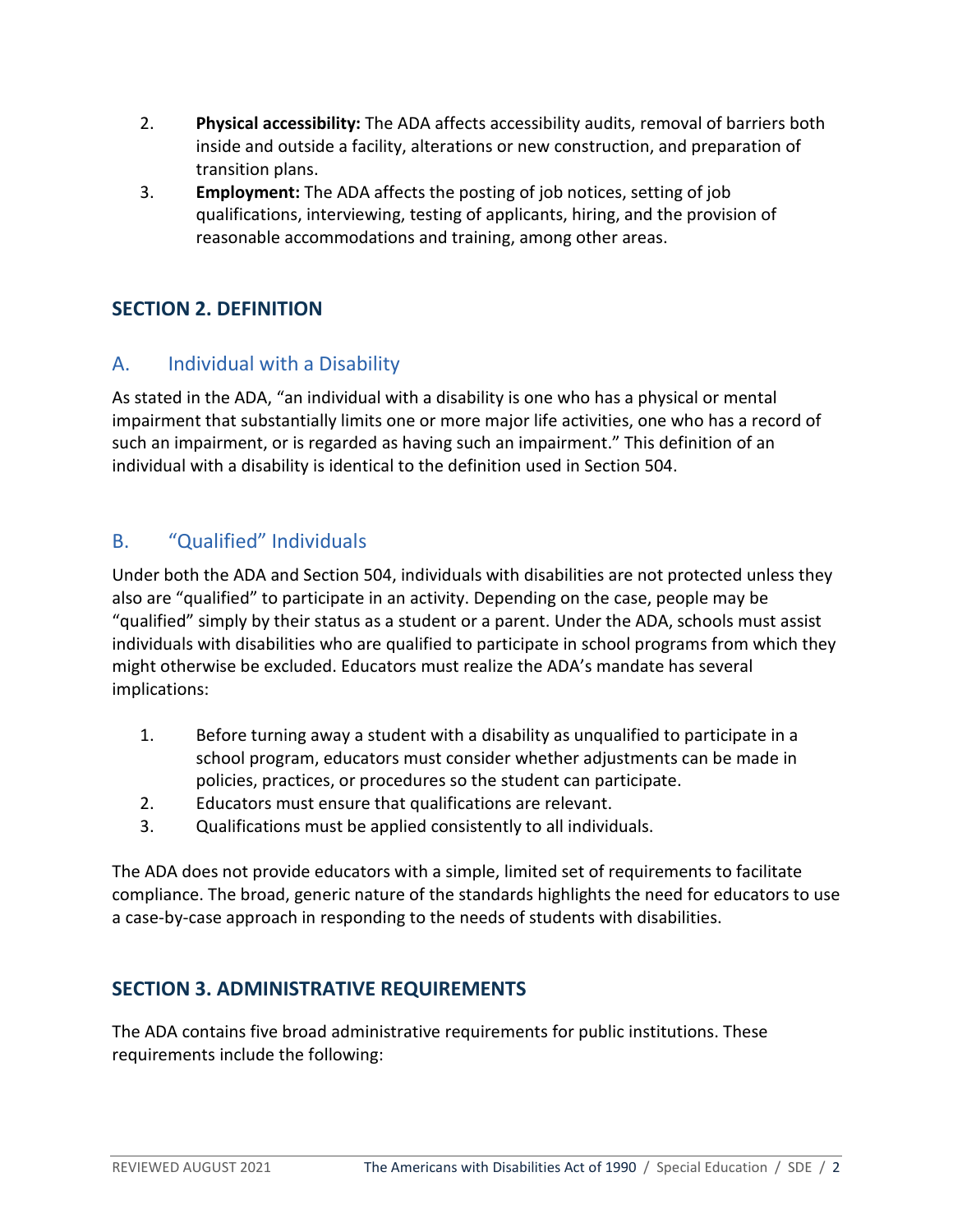2. **Physical accessibility:** The ADA affects accessibility audits, removal of barriers both inside and outside a facility, alterations or new construction, and preparation of transition plans.
3. **Employment:** The ADA affects the posting of job notices, setting of job qualifications, interviewing, testing of applicants, hiring, and the provision of reasonable accommodations and training, among other areas.

## SECTION 2. DEFINITION

### A. Individual with a Disability

As stated in the ADA, "an individual with a disability is one who has a physical or mental impairment that substantially limits one or more major life activities, one who has a record of such an impairment, or is regarded as having such an impairment." This definition of an individual with a disability is identical to the definition used in Section 504.

### B. "Qualified" Individuals

Under both the ADA and Section 504, individuals with disabilities are not protected unless they also are "qualified" to participate in an activity. Depending on the case, people may be "qualified" simply by their status as a student or a parent. Under the ADA, schools must assist individuals with disabilities who are qualified to participate in school programs from which they might otherwise be excluded. Educators must realize the ADA's mandate has several implications:

1. Before turning away a student with a disability as unqualified to participate in a school program, educators must consider whether adjustments can be made in policies, practices, or procedures so the student can participate.
2. Educators must ensure that qualifications are relevant.
3. Qualifications must be applied consistently to all individuals.

The ADA does not provide educators with a simple, limited set of requirements to facilitate compliance. The broad, generic nature of the standards highlights the need for educators to use a case-by-case approach in responding to the needs of students with disabilities.

## SECTION 3. ADMINISTRATIVE REQUIREMENTS

The ADA contains five broad administrative requirements for public institutions. These requirements include the following: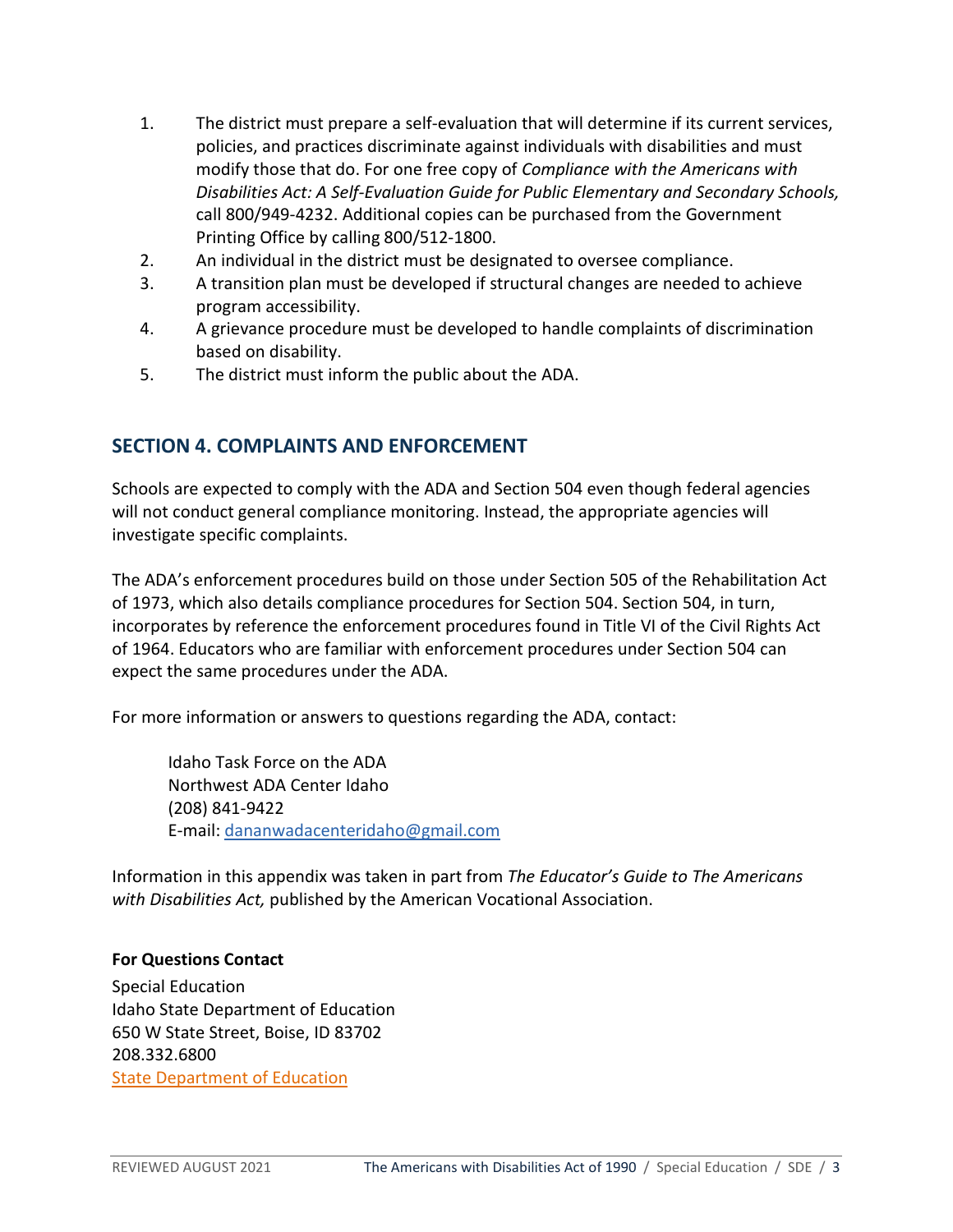1. The district must prepare a self-evaluation that will determine if its current services, policies, and practices discriminate against individuals with disabilities and must modify those that do. For one free copy of *Compliance with the Americans with Disabilities Act: A Self-Evaluation Guide for Public Elementary and Secondary Schools,* call 800/949-4232. Additional copies can be purchased from the Government Printing Office by calling 800/512-1800.
2. An individual in the district must be designated to oversee compliance.
3. A transition plan must be developed if structural changes are needed to achieve program accessibility.
4. A grievance procedure must be developed to handle complaints of discrimination based on disability.
5. The district must inform the public about the ADA.

## SECTION 4. COMPLAINTS AND ENFORCEMENT

Schools are expected to comply with the ADA and Section 504 even though federal agencies will not conduct general compliance monitoring. Instead, the appropriate agencies will investigate specific complaints.

The ADA's enforcement procedures build on those under Section 505 of the Rehabilitation Act of 1973, which also details compliance procedures for Section 504. Section 504, in turn, incorporates by reference the enforcement procedures found in Title VI of the Civil Rights Act of 1964. Educators who are familiar with enforcement procedures under Section 504 can expect the same procedures under the ADA.

For more information or answers to questions regarding the ADA, contact:

Idaho Task Force on the ADA
Northwest ADA Center Idaho
(208) 841-9422
E-mail: dananwadacenteridaho@gmail.com

Information in this appendix was taken in part from *The Educator's Guide to The Americans with Disabilities Act,* published by the American Vocational Association.

**For Questions Contact**

Special Education
Idaho State Department of Education
650 W State Street, Boise, ID 83702
208.332.6800
State Department of Education